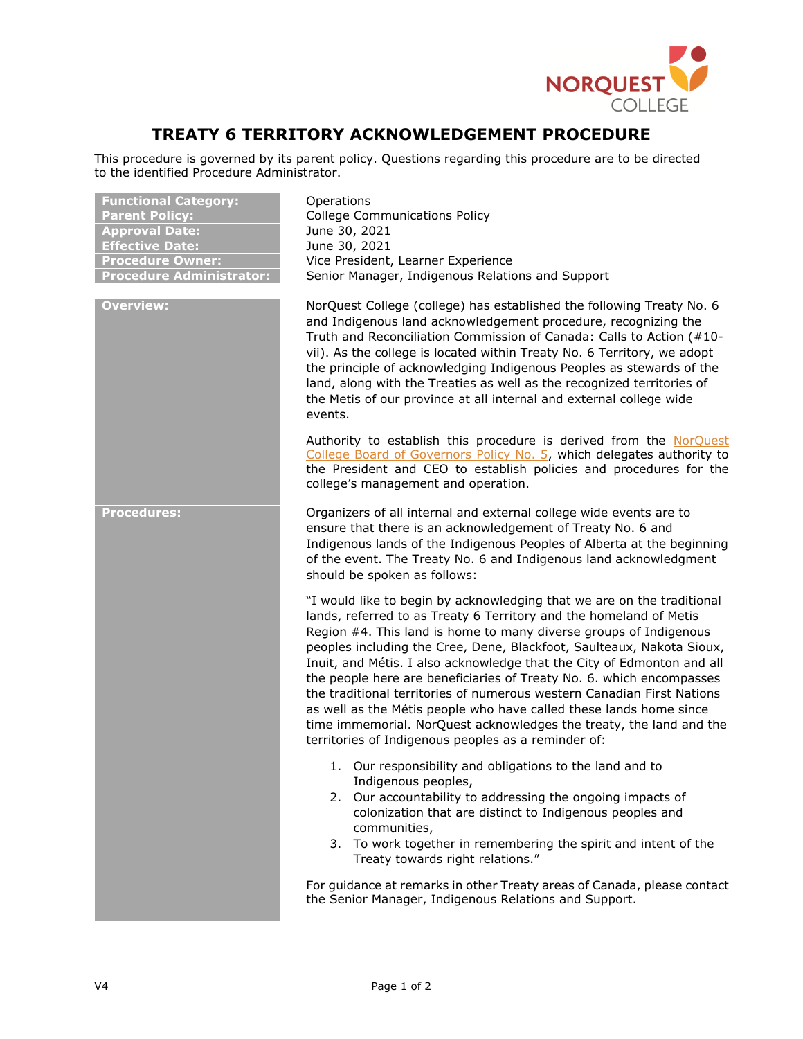# TREATY 6 TERRITORY ACKNOWLEDGEMENT PROCEDURE

This procedure is governed by its parent policy. Questions regarding this procedure are to be directed to the identified Procedure Administrator.

| | |
|---|---|
| **Functional Category:** | Operations |
| **Parent Policy:** | College Communications Policy |
| **Approval Date:** | June 30, 2021 |
| **Effective Date:** | June 30, 2021 |
| **Procedure Owner:** | Vice President, Learner Experience |
| **Procedure Administrator:** | Senior Manager, Indigenous Relations and Support |

**Overview:**

NorQuest College (college) has established the following Treaty No. 6 and Indigenous land acknowledgement procedure, recognizing the Truth and Reconciliation Commission of Canada: Calls to Action (#10-vii). As the college is located within Treaty No. 6 Territory, we adopt the principle of acknowledging Indigenous Peoples as stewards of the land, along with the Treaties as well as the recognized territories of the Metis of our province at all internal and external college wide events.

Authority to establish this procedure is derived from the NorQuest College Board of Governors Policy No. 5, which delegates authority to the President and CEO to establish policies and procedures for the college's management and operation.

**Procedures:**

Organizers of all internal and external college wide events are to ensure that there is an acknowledgement of Treaty No. 6 and Indigenous lands of the Indigenous Peoples of Alberta at the beginning of the event. The Treaty No. 6 and Indigenous land acknowledgment should be spoken as follows:

"I would like to begin by acknowledging that we are on the traditional lands, referred to as Treaty 6 Territory and the homeland of Metis Region #4. This land is home to many diverse groups of Indigenous peoples including the Cree, Dene, Blackfoot, Saulteaux, Nakota Sioux, Inuit, and Métis. I also acknowledge that the City of Edmonton and all the people here are beneficiaries of Treaty No. 6. which encompasses the traditional territories of numerous western Canadian First Nations as well as the Métis people who have called these lands home since time immemorial. NorQuest acknowledges the treaty, the land and the territories of Indigenous peoples as a reminder of:

1. Our responsibility and obligations to the land and to Indigenous peoples,
2. Our accountability to addressing the ongoing impacts of colonization that are distinct to Indigenous peoples and communities,
3. To work together in remembering the spirit and intent of the Treaty towards right relations."

For guidance at remarks in other Treaty areas of Canada, please contact the Senior Manager, Indigenous Relations and Support.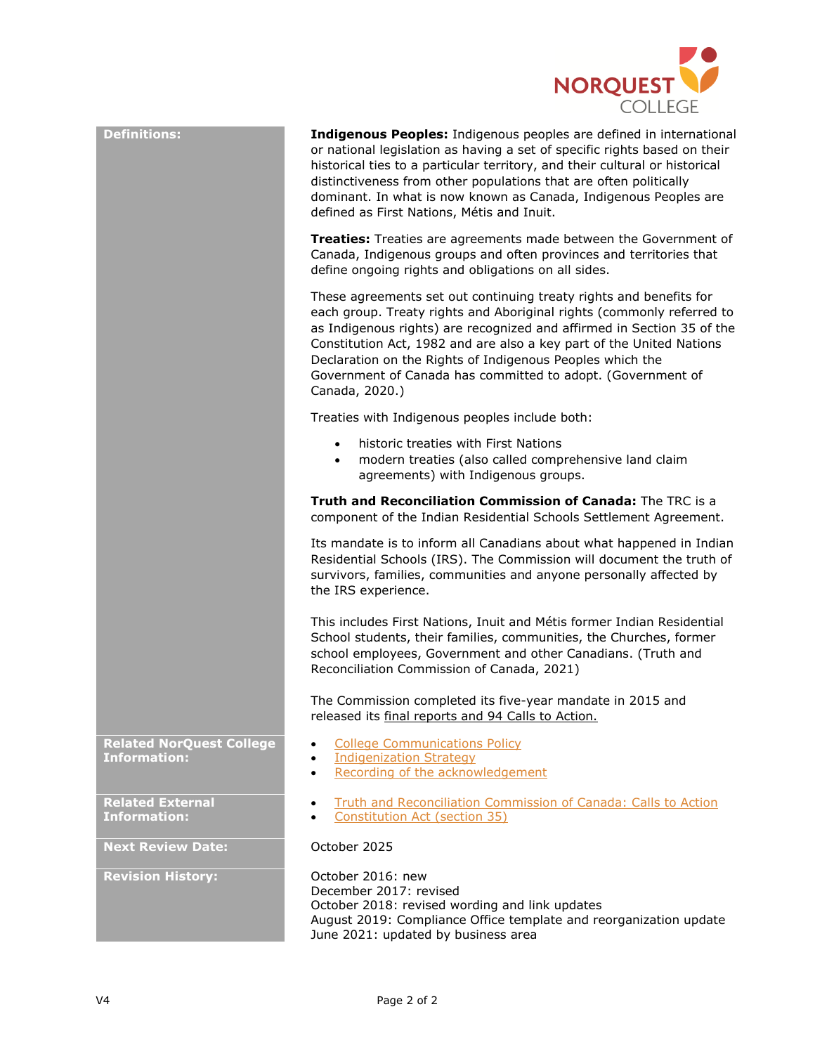| | |
|---|---|
| **Definitions:** | **Indigenous Peoples:** Indigenous peoples are defined in international or national legislation as having a set of specific rights based on their historical ties to a particular territory, and their cultural or historical distinctiveness from other populations that are often politically dominant. In what is now known as Canada, Indigenous Peoples are defined as First Nations, Métis and Inuit.<br><br>**Treaties:** Treaties are agreements made between the Government of Canada, Indigenous groups and often provinces and territories that define ongoing rights and obligations on all sides.<br><br>These agreements set out continuing treaty rights and benefits for each group. Treaty rights and Aboriginal rights (commonly referred to as Indigenous rights) are recognized and affirmed in Section 35 of the Constitution Act, 1982 and are also a key part of the United Nations Declaration on the Rights of Indigenous Peoples which the Government of Canada has committed to adopt. (Government of Canada, 2020.)<br><br>Treaties with Indigenous peoples include both:<br>• historic treaties with First Nations<br>• modern treaties (also called comprehensive land claim agreements) with Indigenous groups.<br><br>**Truth and Reconciliation Commission of Canada:** The TRC is a component of the Indian Residential Schools Settlement Agreement.<br><br>Its mandate is to inform all Canadians about what happened in Indian Residential Schools (IRS). The Commission will document the truth of survivors, families, communities and anyone personally affected by the IRS experience.<br><br>This includes First Nations, Inuit and Métis former Indian Residential School students, their families, communities, the Churches, former school employees, Government and other Canadians. (Truth and Reconciliation Commission of Canada, 2021)<br><br>The Commission completed its five-year mandate in 2015 and released its final reports and 94 Calls to Action. |
| **Related NorQuest College Information:** | • College Communications Policy<br>• Indigenization Strategy<br>• Recording of the acknowledgement |
| **Related External Information:** | • Truth and Reconciliation Commission of Canada: Calls to Action<br>• Constitution Act (section 35) |
| **Next Review Date:** | October 2025 |
| **Revision History:** | October 2016: new<br>December 2017: revised<br>October 2018: revised wording and link updates<br>August 2019: Compliance Office template and reorganization update<br>June 2021: updated by business area |

V4